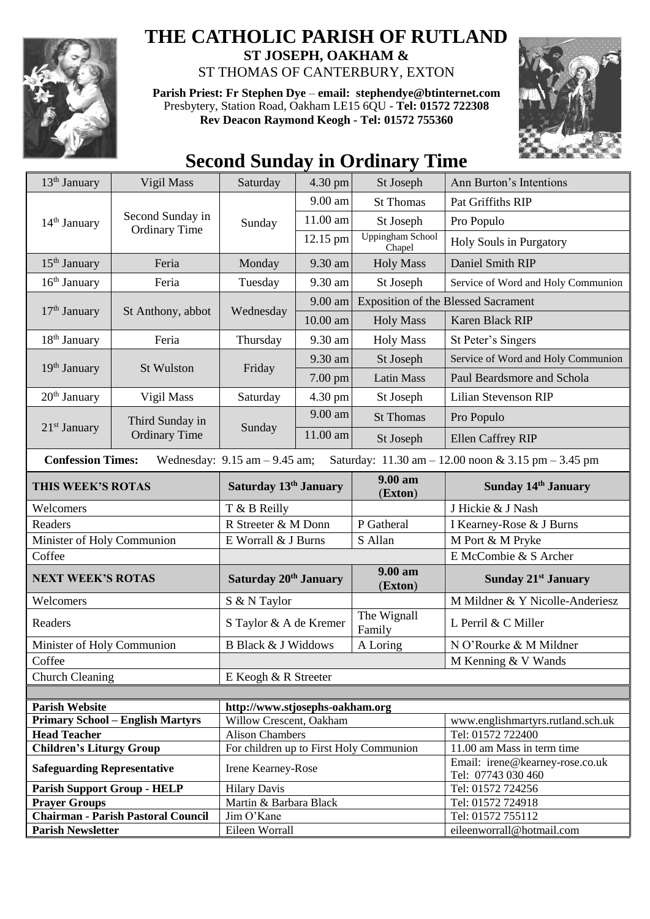# THE CATHOLIC PARISH OF RUTLAND

**ST JOSEPH, OAKHAM &**

ST THOMAS OF CANTERBURY, EXTON

**Parish Priest: Fr Stephen Dye** – **email: stephendye@btinternet.com**
Presbytery, Station Road, Oakham LE15 6QU - **Tel: 01572 722308**
**Rev Deacon Raymond Keogh - Tel: 01572 755360**

## Second Sunday in Ordinary Time

| Date | Day | Weekday | Time | Place | Intention |
|---|---|---|---|---|---|
| 13th January | Vigil Mass | Saturday | 4.30 pm | St Joseph | Ann Burton's Intentions |
| 14th January | Second Sunday in Ordinary Time | Sunday | 9.00 am | St Thomas | Pat Griffiths RIP |
| | | | 11.00 am | St Joseph | Pro Populo |
| | | | 12.15 pm | Uppingham School Chapel | Holy Souls in Purgatory |
| 15th January | Feria | Monday | 9.30 am | Holy Mass | Daniel Smith RIP |
| 16th January | Feria | Tuesday | 9.30 am | St Joseph | Service of Word and Holy Communion |
| 17th January | St Anthony, abbot | Wednesday | 9.00 am | Exposition of the Blessed Sacrament | |
| | | | 10.00 am | Holy Mass | Karen Black RIP |
| 18th January | Feria | Thursday | 9.30 am | Holy Mass | St Peter's Singers |
| 19th January | St Wulston | Friday | 9.30 am | St Joseph | Service of Word and Holy Communion |
| | | | 7.00 pm | Latin Mass | Paul Beardsmore and Schola |
| 20th January | Vigil Mass | Saturday | 4.30 pm | St Joseph | Lilian Stevenson RIP |
| 21st January | Third Sunday in Ordinary Time | Sunday | 9.00 am | St Thomas | Pro Populo |
| | | | 11.00 am | St Joseph | Ellen Caffrey RIP |

**Confession Times:** Wednesday: 9.15 am – 9.45 am; Saturday: 11.30 am – 12.00 noon & 3.15 pm – 3.45 pm

| **THIS WEEK'S ROTAS** | **Saturday 13th January** | **9.00 am (Exton)** | **Sunday 14th January** |
|---|---|---|---|
| Welcomers | T & B Reilly | | J Hickie & J Nash |
| Readers | R Streeter & M Donn | P Gatheral | I Kearney-Rose & J Burns |
| Minister of Holy Communion | E Worrall & J Burns | S Allan | M Port & M Pryke |
| Coffee | | | E McCombie & S Archer |
| **NEXT WEEK'S ROTAS** | **Saturday 20th January** | **9.00 am (Exton)** | **Sunday 21st January** |
| Welcomers | S & N Taylor | | M Mildner & Y Nicolle-Anderiesz |
| Readers | S Taylor & A de Kremer | The Wignall Family | L Perril & C Miller |
| Minister of Holy Communion | B Black & J Widdows | A Loring | N O'Rourke & M Mildner |
| Coffee | | | M Kenning & V Wands |
| Church Cleaning | E Keogh & R Streeter | | |

| | | |
|---|---|---|
| **Parish Website** | **http://www.stjosephs-oakham.org** | |
| **Primary School – English Martyrs** | Willow Crescent, Oakham | www.englishmartyrs.rutland.sch.uk |
| **Head Teacher** | Alison Chambers | Tel: 01572 722400 |
| **Children's Liturgy Group** | For children up to First Holy Communion | 11.00 am Mass in term time |
| **Safeguarding Representative** | Irene Kearney-Rose | Email: irene@kearney-rose.co.uk Tel: 07743 030 460 |
| **Parish Support Group - HELP** | Hilary Davis | Tel: 01572 724256 |
| **Prayer Groups** | Martin & Barbara Black | Tel: 01572 724918 |
| **Chairman - Parish Pastoral Council** | Jim O'Kane | Tel: 01572 755112 |
| **Parish Newsletter** | Eileen Worrall | eileenworrall@hotmail.com |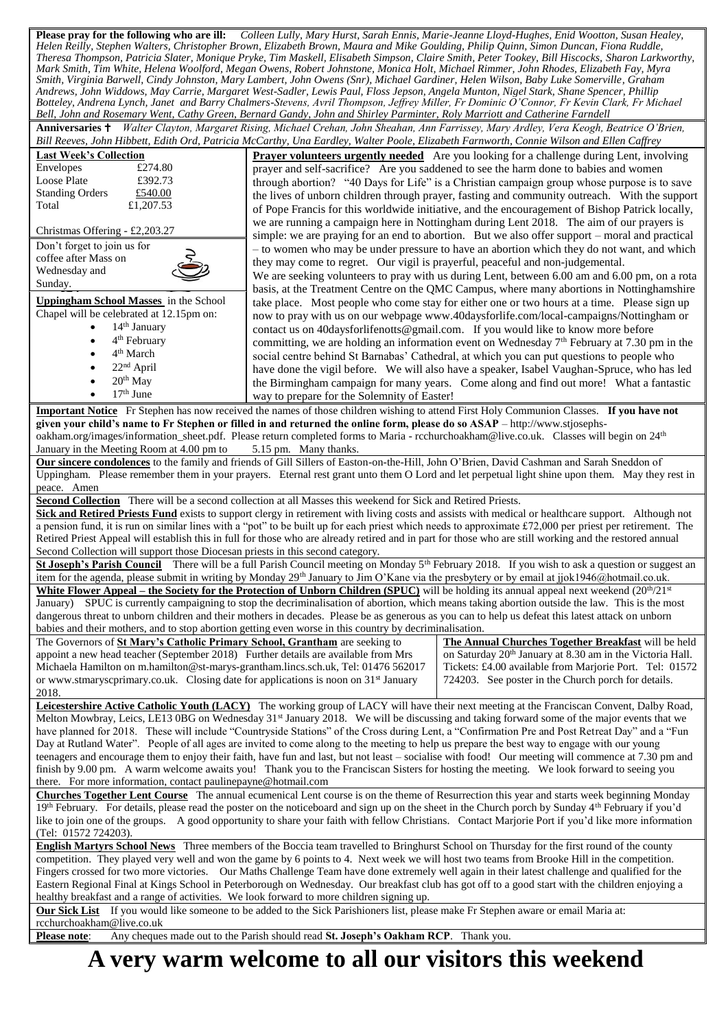**Please pray for the following who are ill:** *Colleen Lully, Mary Hurst, Sarah Ennis, Marie-Jeanne Lloyd-Hughes, Enid Wootton, Susan Healey, Helen Reilly, Stephen Walters, Christopher Brown, Elizabeth Brown, Maura and Mike Goulding, Philip Quinn, Simon Duncan, Fiona Ruddle, Theresa Thompson, Patricia Slater, Monique Pryke, Tim Maskell, Elisabeth Simpson, Claire Smith, Peter Tookey, Bill Hiscocks, Sharon Larkworthy, Mark Smith, Tim White, Helena Woolford, Megan Owens, Robert Johnstone, Monica Holt, Michael Rimmer, John Rhodes, Elizabeth Fay, Myra Smith, Virginia Barwell, Cindy Johnston, Mary Lambert, John Owens (Snr), Michael Gardiner, Helen Wilson, Baby Luke Somerville, Graham Andrews, John Widdows, May Carrie, Margaret West-Sadler, Lewis Paul, Floss Jepson, Angela Munton, Nigel Stark, Shane Spencer, Phillip Botteley, Andrena Lynch, Janet and Barry Chalmers-Stevens, Avril Thompson, Jeffrey Miller, Fr Dominic O'Connor, Fr Kevin Clark, Fr Michael Bell, John and Rosemary Went, Cathy Green, Bernard Gandy, John and Shirley Parminter, Roly Marriott and Catherine Farndell*

**Anniversaries ✝** *Walter Clayton, Margaret Rising, Michael Crehan, John Sheahan, Ann Farrissey, Mary Ardley, Vera Keogh, Beatrice O'Brien, Bill Reeves, John Hibbett, Edith Ord, Patricia McCarthy, Una Eardley, Walter Poole, Elizabeth Farnworth, Connie Wilson and Ellen Caffrey*

**Last Week's Collection**

| | |
|---|---|
| Envelopes | £274.80 |
| Loose Plate | £392.73 |
| Standing Orders | £540.00 |
| Total | £1,207.53 |

Christmas Offering - £2,203.27

Don't forget to join us for coffee after Mass on Wednesday and Sunday.

**Uppingham School Masses** in the School Chapel will be celebrated at 12.15pm on:

- 14th January
- 4th February
- 4th March
- 22nd April
- 20th May
- 17th June

**Prayer volunteers urgently needed** Are you looking for a challenge during Lent, involving prayer and self-sacrifice? Are you saddened to see the harm done to babies and women through abortion? "40 Days for Life" is a Christian campaign group whose purpose is to save the lives of unborn children through prayer, fasting and community outreach. With the support of Pope Francis for this worldwide initiative, and the encouragement of Bishop Patrick locally, we are running a campaign here in Nottingham during Lent 2018. The aim of our prayers is simple: we are praying for an end to abortion. But we also offer support – moral and practical – to women who may be under pressure to have an abortion which they do not want, and which they may come to regret. Our vigil is prayerful, peaceful and non-judgemental. We are seeking volunteers to pray with us during Lent, between 6.00 am and 6.00 pm, on a rota basis, at the Treatment Centre on the QMC Campus, where many abortions in Nottinghamshire take place. Most people who come stay for either one or two hours at a time. Please sign up now to pray with us on our webpage www.40daysforlife.com/local-campaigns/Nottingham or contact us on 40daysforlifenotts@gmail.com. If you would like to know more before committing, we are holding an information event on Wednesday 7th February at 7.30 pm in the social centre behind St Barnabas' Cathedral, at which you can put questions to people who have done the vigil before. We will also have a speaker, Isabel Vaughan-Spruce, who has led the Birmingham campaign for many years. Come along and find out more! What a fantastic way to prepare for the Solemnity of Easter!

**Important Notice** Fr Stephen has now received the names of those children wishing to attend First Holy Communion Classes. **If you have not given your child's name to Fr Stephen or filled in and returned the online form, please do so ASAP** – http://www.stjosephs-oakham.org/images/information_sheet.pdf. Please return completed forms to Maria - rcchurchoakham@live.co.uk. Classes will begin on 24th January in the Meeting Room at 4.00 pm to 5.15 pm. Many thanks.

**Our sincere condolences** to the family and friends of Gill Sillers of Easton-on-the-Hill, John O'Brien, David Cashman and Sarah Sneddon of Uppingham. Please remember them in your prayers. Eternal rest grant unto them O Lord and let perpetual light shine upon them. May they rest in peace. Amen

**Second Collection** There will be a second collection at all Masses this weekend for Sick and Retired Priests.

**Sick and Retired Priests Fund** exists to support clergy in retirement with living costs and assists with medical or healthcare support. Although not a pension fund, it is run on similar lines with a "pot" to be built up for each priest which needs to approximate £72,000 per priest per retirement. The Retired Priest Appeal will establish this in full for those who are already retired and in part for those who are still working and the restored annual Second Collection will support those Diocesan priests in this second category.

**St Joseph's Parish Council** There will be a full Parish Council meeting on Monday 5th February 2018. If you wish to ask a question or suggest an item for the agenda, please submit in writing by Monday 29th January to Jim O'Kane via the presbytery or by email at jjok1946@hotmail.co.uk.

**White Flower Appeal – the Society for the Protection of Unborn Children (SPUC)** will be holding its annual appeal next weekend (20th/21st January) SPUC is currently campaigning to stop the decriminalisation of abortion, which means taking abortion outside the law. This is the most dangerous threat to unborn children and their mothers in decades. Please be as generous as you can to help us defeat this latest attack on unborn babies and their mothers, and to stop abortion getting even worse in this country by decriminalisation.

The Governors of **St Mary's Catholic Primary School, Grantham** are seeking to appoint a new head teacher (September 2018) Further details are available from Mrs Michaela Hamilton on m.hamilton@st-marys-grantham.lincs.sch.uk, Tel: 01476 562017 or www.stmaryscprimary.co.uk. Closing date for applications is noon on 31st January 2018.

**The Annual Churches Together Breakfast** will be held on Saturday 20th January at 8.30 am in the Victoria Hall. Tickets: £4.00 available from Marjorie Port. Tel: 01572 724203. See poster in the Church porch for details.

**Leicestershire Active Catholic Youth (LACY)** The working group of LACY will have their next meeting at the Franciscan Convent, Dalby Road, Melton Mowbray, Leics, LE13 0BG on Wednesday 31st January 2018. We will be discussing and taking forward some of the major events that we have planned for 2018. These will include "Countryside Stations" of the Cross during Lent, a "Confirmation Pre and Post Retreat Day" and a "Fun Day at Rutland Water". People of all ages are invited to come along to the meeting to help us prepare the best way to engage with our young teenagers and encourage them to enjoy their faith, have fun and last, but not least – socialise with food! Our meeting will commence at 7.30 pm and finish by 9.00 pm. A warm welcome awaits you! Thank you to the Franciscan Sisters for hosting the meeting. We look forward to seeing you there. For more information, contact paulinepayne@hotmail.com

**Churches Together Lent Course** The annual ecumenical Lent course is on the theme of Resurrection this year and starts week beginning Monday 19th February. For details, please read the poster on the noticeboard and sign up on the sheet in the Church porch by Sunday 4th February if you'd like to join one of the groups. A good opportunity to share your faith with fellow Christians. Contact Marjorie Port if you'd like more information (Tel: 01572 724203).

**English Martyrs School News** Three members of the Boccia team travelled to Bringhurst School on Thursday for the first round of the county competition. They played very well and won the game by 6 points to 4. Next week we will host two teams from Brooke Hill in the competition. Fingers crossed for two more victories. Our Maths Challenge Team have done extremely well again in their latest challenge and qualified for the Eastern Regional Final at Kings School in Peterborough on Wednesday. Our breakfast club has got off to a good start with the children enjoying a healthy breakfast and a range of activities. We look forward to more children signing up.

**Our Sick List** If you would like someone to be added to the Sick Parishioners list, please make Fr Stephen aware or email Maria at: rcchurchoakham@live.co.uk

**Please note**: Any cheques made out to the Parish should read **St. Joseph's Oakham RCP**. Thank you.

# A very warm welcome to all our visitors this weekend